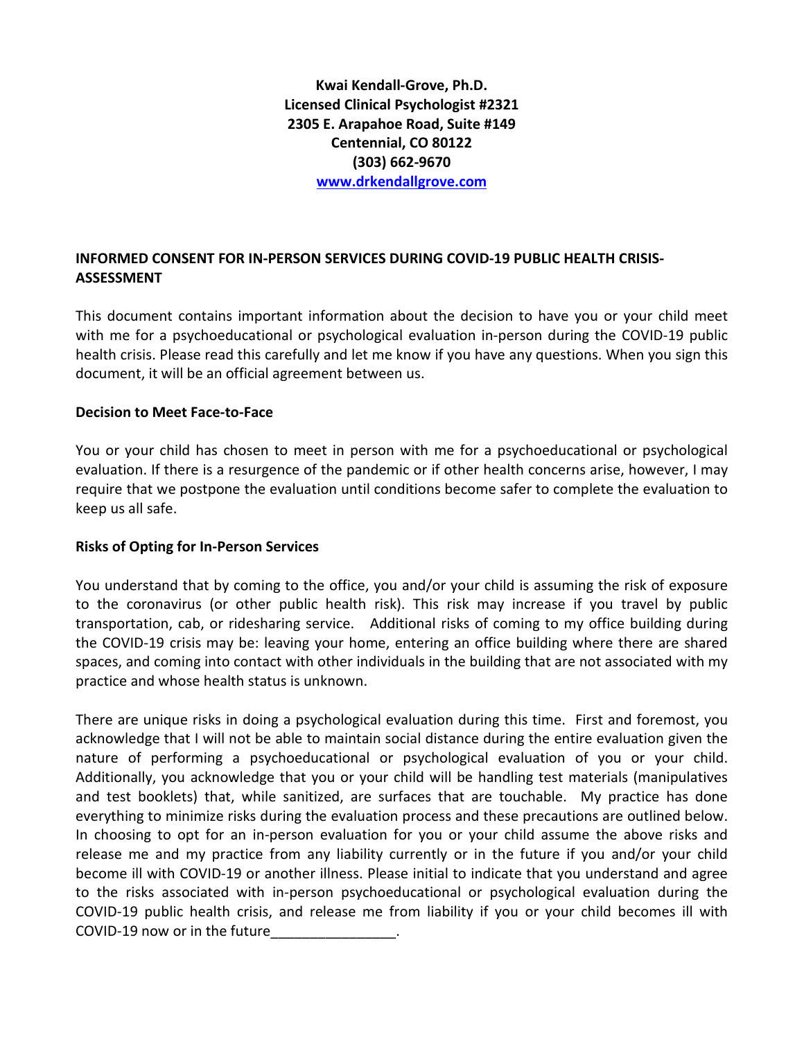**Kwai Kendall-Grove, Ph.D.**
**Licensed Clinical Psychologist #2321**
**2305 E. Arapahoe Road, Suite #149**
**Centennial, CO 80122**
**(303) 662-9670**
**[www.drkendallgrove.com](http://www.drkendallgrove.com)**

## INFORMED CONSENT FOR IN-PERSON SERVICES DURING COVID-19 PUBLIC HEALTH CRISIS-ASSESSMENT

This document contains important information about the decision to have you or your child meet with me for a psychoeducational or psychological evaluation in-person during the COVID-19 public health crisis. Please read this carefully and let me know if you have any questions. When you sign this document, it will be an official agreement between us.

### Decision to Meet Face-to-Face

You or your child has chosen to meet in person with me for a psychoeducational or psychological evaluation. If there is a resurgence of the pandemic or if other health concerns arise, however, I may require that we postpone the evaluation until conditions become safer to complete the evaluation to keep us all safe.

### Risks of Opting for In-Person Services

You understand that by coming to the office, you and/or your child is assuming the risk of exposure to the coronavirus (or other public health risk). This risk may increase if you travel by public transportation, cab, or ridesharing service. Additional risks of coming to my office building during the COVID-19 crisis may be: leaving your home, entering an office building where there are shared spaces, and coming into contact with other individuals in the building that are not associated with my practice and whose health status is unknown.

There are unique risks in doing a psychological evaluation during this time. First and foremost, you acknowledge that I will not be able to maintain social distance during the entire evaluation given the nature of performing a psychoeducational or psychological evaluation of you or your child. Additionally, you acknowledge that you or your child will be handling test materials (manipulatives and test booklets) that, while sanitized, are surfaces that are touchable. My practice has done everything to minimize risks during the evaluation process and these precautions are outlined below. In choosing to opt for an in-person evaluation for you or your child assume the above risks and release me and my practice from any liability currently or in the future if you and/or your child become ill with COVID-19 or another illness. Please initial to indicate that you understand and agree to the risks associated with in-person psychoeducational or psychological evaluation during the COVID-19 public health crisis, and release me from liability if you or your child becomes ill with COVID-19 now or in the future________________.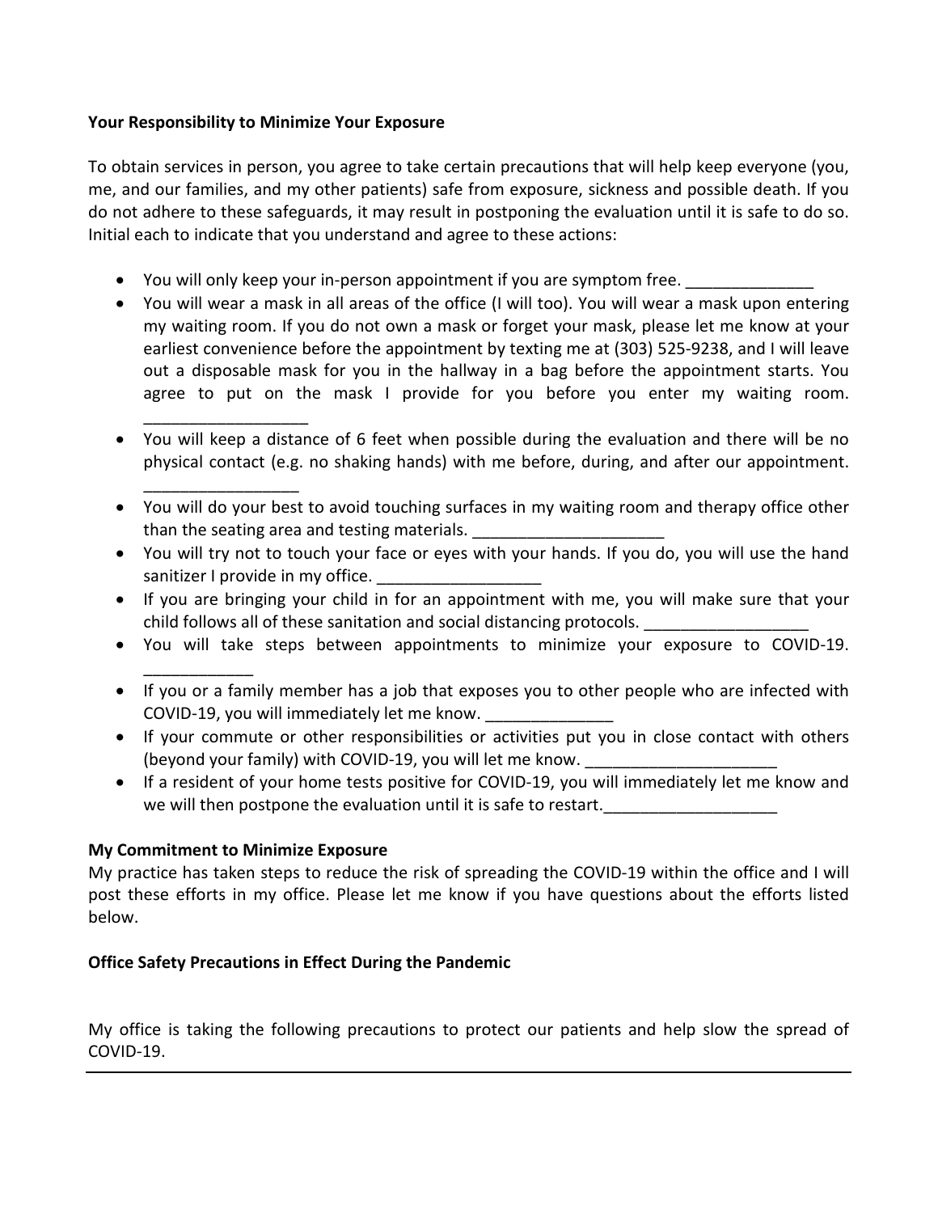**Your Responsibility to Minimize Your Exposure**

To obtain services in person, you agree to take certain precautions that will help keep everyone (you, me, and our families, and my other patients) safe from exposure, sickness and possible death. If you do not adhere to these safeguards, it may result in postponing the evaluation until it is safe to do so. Initial each to indicate that you understand and agree to these actions:

- You will only keep your in-person appointment if you are symptom free. ______________
- You will wear a mask in all areas of the office (I will too). You will wear a mask upon entering my waiting room. If you do not own a mask or forget your mask, please let me know at your earliest convenience before the appointment by texting me at (303) 525-9238, and I will leave out a disposable mask for you in the hallway in a bag before the appointment starts. You agree to put on the mask I provide for you before you enter my waiting room. __________________
- You will keep a distance of 6 feet when possible during the evaluation and there will be no physical contact (e.g. no shaking hands) with me before, during, and after our appointment. _________________
- You will do your best to avoid touching surfaces in my waiting room and therapy office other than the seating area and testing materials. _____________________
- You will try not to touch your face or eyes with your hands. If you do, you will use the hand sanitizer I provide in my office. __________________
- If you are bringing your child in for an appointment with me, you will make sure that your child follows all of these sanitation and social distancing protocols. __________________
- You will take steps between appointments to minimize your exposure to COVID-19. ____________
- If you or a family member has a job that exposes you to other people who are infected with COVID-19, you will immediately let me know. ______________
- If your commute or other responsibilities or activities put you in close contact with others (beyond your family) with COVID-19, you will let me know. _____________________
- If a resident of your home tests positive for COVID-19, you will immediately let me know and we will then postpone the evaluation until it is safe to restart.___________________

**My Commitment to Minimize Exposure**

My practice has taken steps to reduce the risk of spreading the COVID-19 within the office and I will post these efforts in my office. Please let me know if you have questions about the efforts listed below.

**Office Safety Precautions in Effect During the Pandemic**

My office is taking the following precautions to protect our patients and help slow the spread of COVID-19.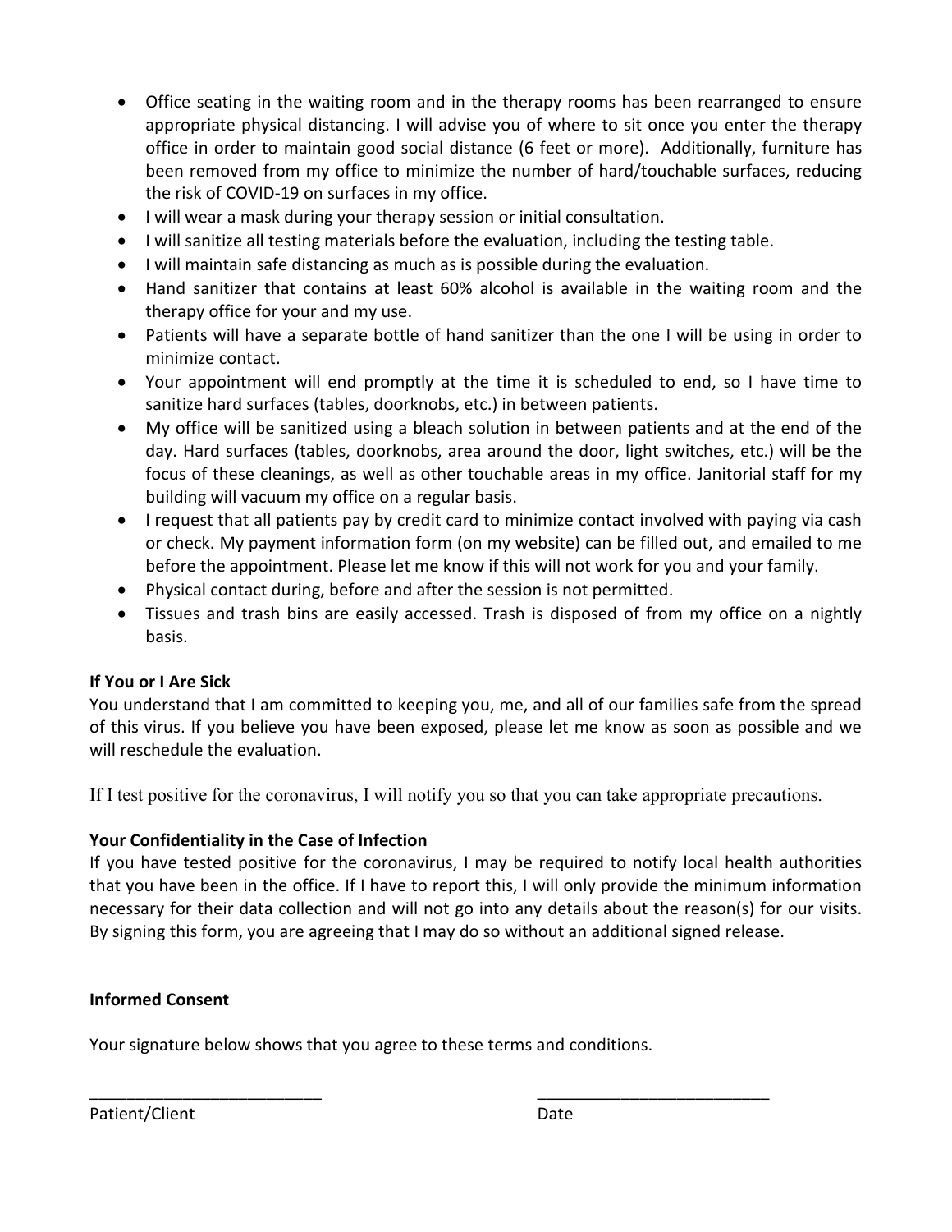- Office seating in the waiting room and in the therapy rooms has been rearranged to ensure appropriate physical distancing. I will advise you of where to sit once you enter the therapy office in order to maintain good social distance (6 feet or more). Additionally, furniture has been removed from my office to minimize the number of hard/touchable surfaces, reducing the risk of COVID-19 on surfaces in my office.
- I will wear a mask during your therapy session or initial consultation.
- I will sanitize all testing materials before the evaluation, including the testing table.
- I will maintain safe distancing as much as is possible during the evaluation.
- Hand sanitizer that contains at least 60% alcohol is available in the waiting room and the therapy office for your and my use.
- Patients will have a separate bottle of hand sanitizer than the one I will be using in order to minimize contact.
- Your appointment will end promptly at the time it is scheduled to end, so I have time to sanitize hard surfaces (tables, doorknobs, etc.) in between patients.
- My office will be sanitized using a bleach solution in between patients and at the end of the day. Hard surfaces (tables, doorknobs, area around the door, light switches, etc.) will be the focus of these cleanings, as well as other touchable areas in my office. Janitorial staff for my building will vacuum my office on a regular basis.
- I request that all patients pay by credit card to minimize contact involved with paying via cash or check. My payment information form (on my website) can be filled out, and emailed to me before the appointment. Please let me know if this will not work for you and your family.
- Physical contact during, before and after the session is not permitted.
- Tissues and trash bins are easily accessed. Trash is disposed of from my office on a nightly basis.

**If You or I Are Sick**

You understand that I am committed to keeping you, me, and all of our families safe from the spread of this virus. If you believe you have been exposed, please let me know as soon as possible and we will reschedule the evaluation.

If I test positive for the coronavirus, I will notify you so that you can take appropriate precautions.

**Your Confidentiality in the Case of Infection**

If you have tested positive for the coronavirus, I may be required to notify local health authorities that you have been in the office. If I have to report this, I will only provide the minimum information necessary for their data collection and will not go into any details about the reason(s) for our visits. By signing this form, you are agreeing that I may do so without an additional signed release.

**Informed Consent**

Your signature below shows that you agree to these terms and conditions.

_________________________ &nbsp;&nbsp;&nbsp;&nbsp;&nbsp;&nbsp;&nbsp;&nbsp; _________________________

Patient/Client &nbsp;&nbsp;&nbsp;&nbsp;&nbsp;&nbsp;&nbsp;&nbsp;&nbsp;&nbsp;&nbsp;&nbsp;&nbsp;&nbsp;&nbsp;&nbsp;&nbsp;&nbsp;&nbsp;&nbsp;&nbsp;&nbsp;&nbsp;&nbsp; Date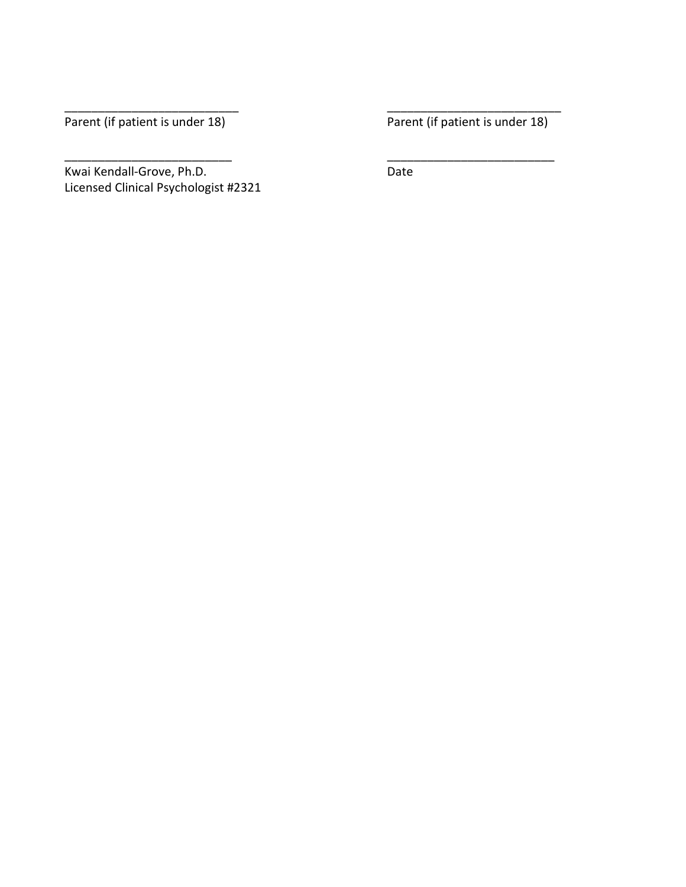___________________________ Parent (if patient is under 18)

___________________________ Parent (if patient is under 18)

__________________________ Kwai Kendall-Grove, Ph.D.
Licensed Clinical Psychologist #2321

__________________________ Date